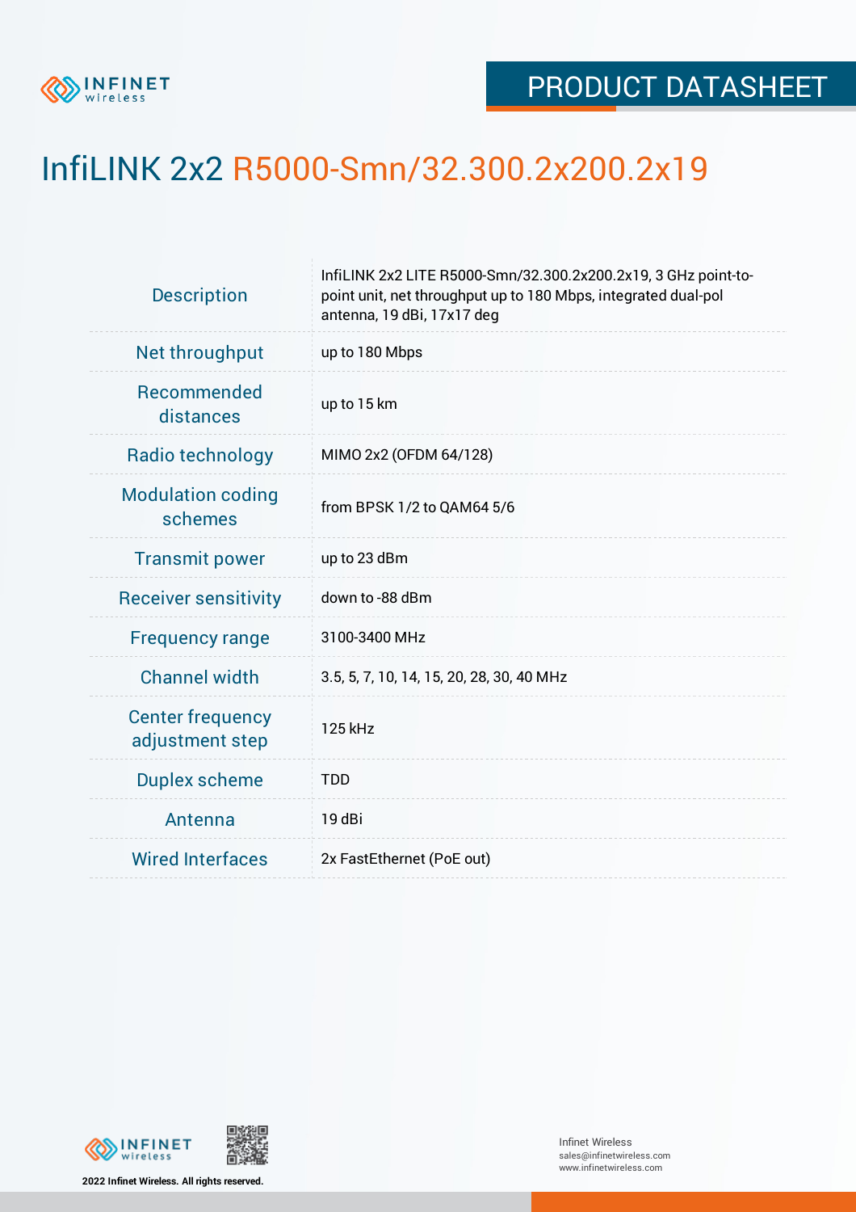PRODUCT DATASHEET

# InfiLINK 2x2 R5000-Smn/32.300.2x200.2x19

| | |
|---|---|
| Description | InfiLINK 2x2 LITE R5000-Smn/32.300.2x200.2x19, 3 GHz point-to-point unit, net throughput up to 180 Mbps, integrated dual-pol antenna, 19 dBi, 17x17 deg |
| Net throughput | up to 180 Mbps |
| Recommended distances | up to 15 km |
| Radio technology | MIMO 2x2 (OFDM 64/128) |
| Modulation coding schemes | from BPSK 1/2 to QAM64 5/6 |
| Transmit power | up to 23 dBm |
| Receiver sensitivity | down to -88 dBm |
| Frequency range | 3100-3400 MHz |
| Channel width | 3.5, 5, 7, 10, 14, 15, 20, 28, 30, 40 MHz |
| Center frequency adjustment step | 125 kHz |
| Duplex scheme | TDD |
| Antenna | 19 dBi |
| Wired Interfaces | 2x FastEthernet (PoE out) |

2022 Infinet Wireless. All rights reserved.

Infinet Wireless
sales@infinetwireless.com
www.infinetwireless.com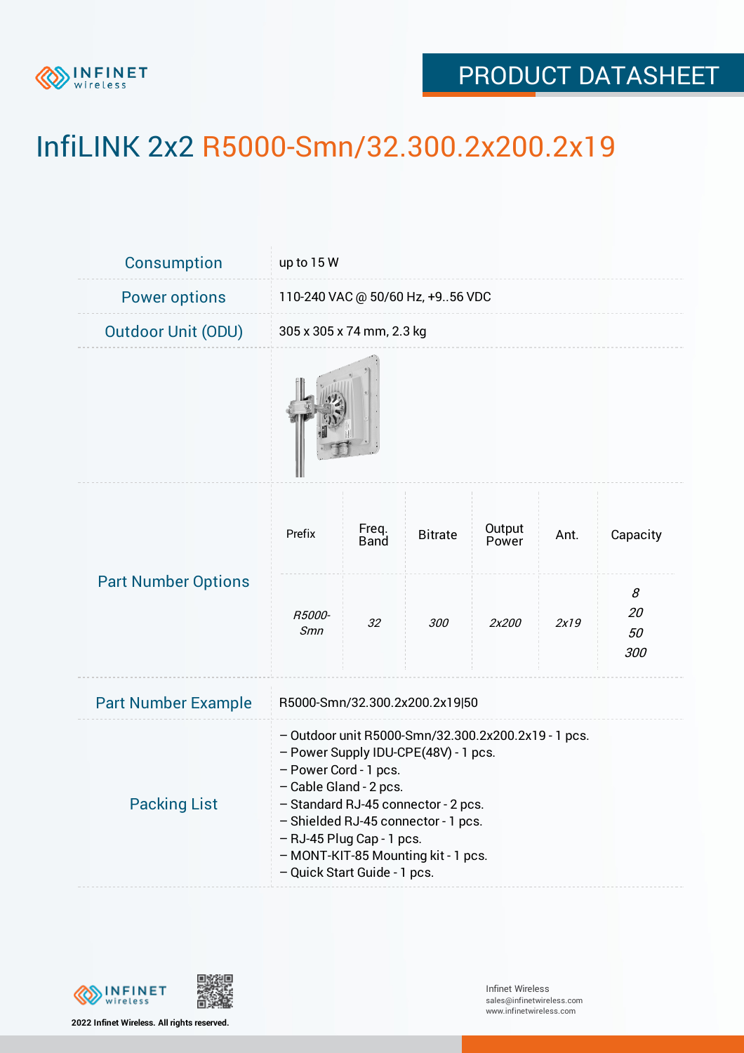# InfiLINK 2x2 R5000-Smn/32.300.2x200.2x19

| | |
|---|---|
| Consumption | up to 15 W |
| Power options | 110-240 VAC @ 50/60 Hz, +9..56 VDC |
| Outdoor Unit (ODU) | 305 x 305 x 74 mm, 2.3 kg |

**Part Number Options**

| Prefix | Freq. Band | Bitrate | Output Power | Ant. | Capacity |
|---|---|---|---|---|---|
| *R5000-Smn* | *32* | *300* | *2x200* | *2x19* | *8*<br>*20*<br>*50*<br>*300* |

| | |
|---|---|
| Part Number Example | R5000-Smn/32.300.2x200.2x19\|50 |

**Packing List**

– Outdoor unit R5000-Smn/32.300.2x200.2x19 - 1 pcs.
– Power Supply IDU-CPE(48V) - 1 pcs.
– Power Cord - 1 pcs.
– Cable Gland - 2 pcs.
– Standard RJ-45 connector - 2 pcs.
– Shielded RJ-45 connector - 1 pcs.
– RJ-45 Plug Cap - 1 pcs.
– MONT-KIT-85 Mounting kit - 1 pcs.
– Quick Start Guide - 1 pcs.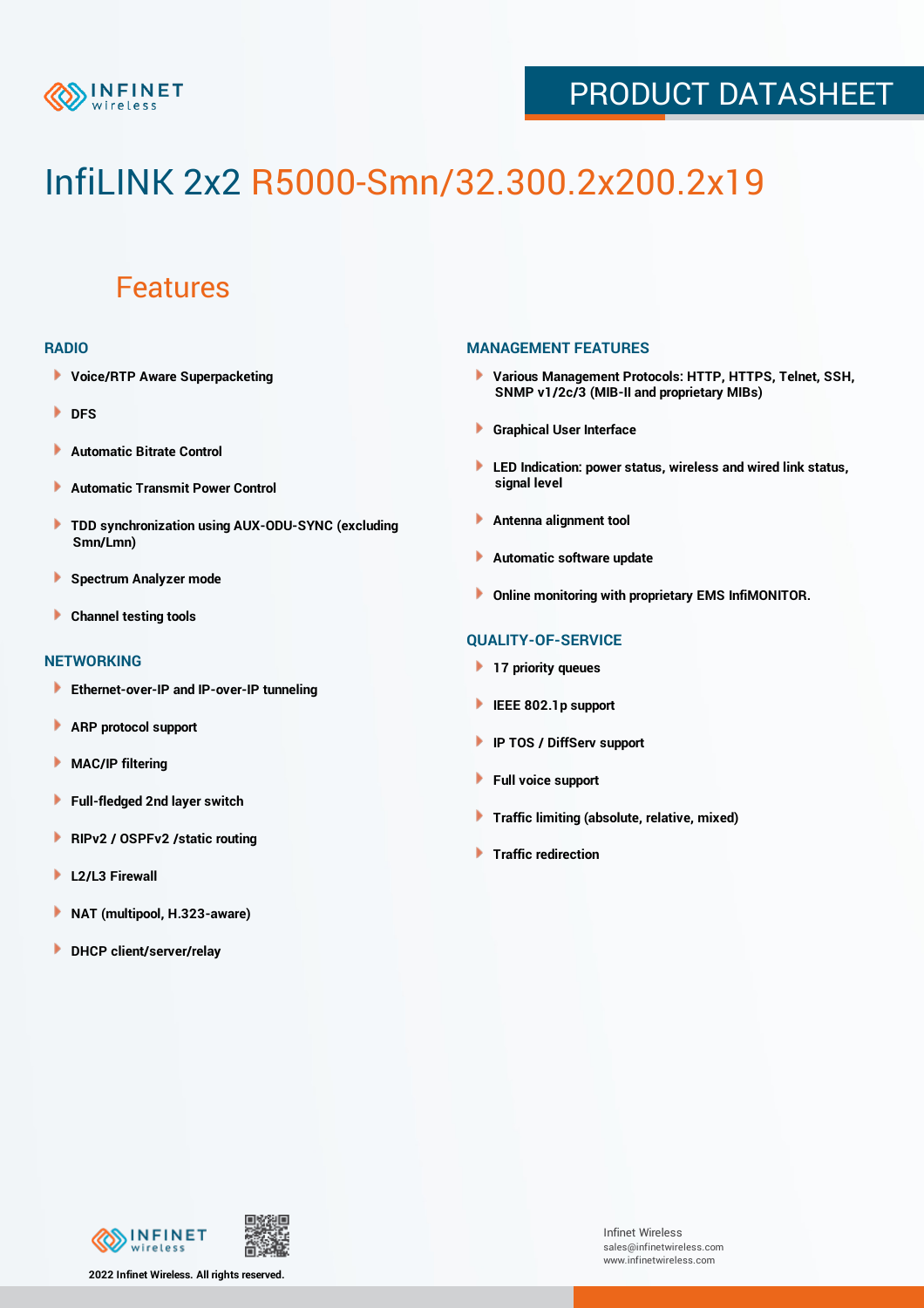# InfiLINK 2x2 R5000-Smn/32.300.2x200.2x19

## Features

### RADIO

- Voice/RTP Aware Superpacketing
- DFS
- Automatic Bitrate Control
- Automatic Transmit Power Control
- TDD synchronization using AUX-ODU-SYNC (excluding Smn/Lmn)
- Spectrum Analyzer mode
- Channel testing tools

### NETWORKING

- Ethernet-over-IP and IP-over-IP tunneling
- ARP protocol support
- MAC/IP filtering
- Full-fledged 2nd layer switch
- RIPv2 / OSPFv2 /static routing
- L2/L3 Firewall
- NAT (multipool, H.323-aware)
- DHCP client/server/relay

### MANAGEMENT FEATURES

- Various Management Protocols: HTTP, HTTPS, Telnet, SSH, SNMP v1/2c/3 (MIB-II and proprietary MIBs)
- Graphical User Interface
- LED Indication: power status, wireless and wired link status, signal level
- Antenna alignment tool
- Automatic software update
- Online monitoring with proprietary EMS InfiMONITOR.

### QUALITY-OF-SERVICE

- 17 priority queues
- IEEE 802.1p support
- IP TOS / DiffServ support
- Full voice support
- Traffic limiting (absolute, relative, mixed)
- Traffic redirection

2022 Infinet Wireless. All rights reserved.

Infinet Wireless
sales@infinetwireless.com
www.infinetwireless.com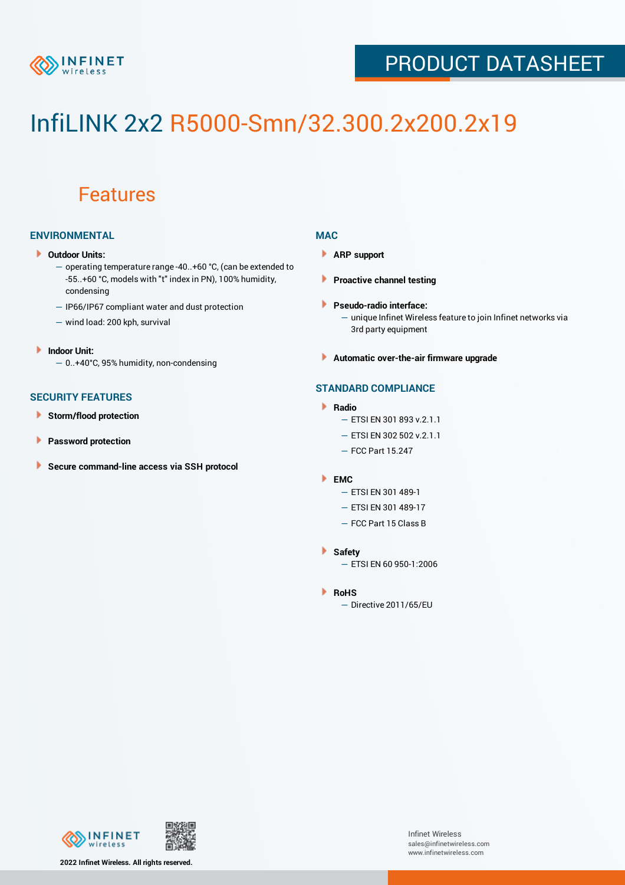PRODUCT DATASHEET

# InfiLINK 2x2 R5000-Smn/32.300.2x200.2x19

## Features

### ENVIRONMENTAL

- **Outdoor Units:**
  - operating temperature range -40..+60 °C, (can be extended to -55..+60 °C, models with "t" index in PN), 100% humidity, condensing
  - IP66/IP67 compliant water and dust protection
  - wind load: 200 kph, survival
- **Indoor Unit:**
  - 0..+40°C, 95% humidity, non-condensing

### SECURITY FEATURES

- **Storm/flood protection**
- **Password protection**
- **Secure command-line access via SSH protocol**

### MAC

- **ARP support**
- **Proactive channel testing**
- **Pseudo-radio interface:**
  - unique Infinet Wireless feature to join Infinet networks via 3rd party equipment
- **Automatic over-the-air firmware upgrade**

### STANDARD COMPLIANCE

- **Radio**
  - ETSI EN 301 893 v.2.1.1
  - ETSI EN 302 502 v.2.1.1
  - FCC Part 15.247
- **EMC**
  - ETSI EN 301 489-1
  - ETSI EN 301 489-17
  - FCC Part 15 Class B
- **Safety**
  - ETSI EN 60 950-1:2006
- **RoHS**
  - Directive 2011/65/EU

2022 Infinet Wireless. All rights reserved.

Infinet Wireless
sales@infinetwireless.com
www.infinetwireless.com